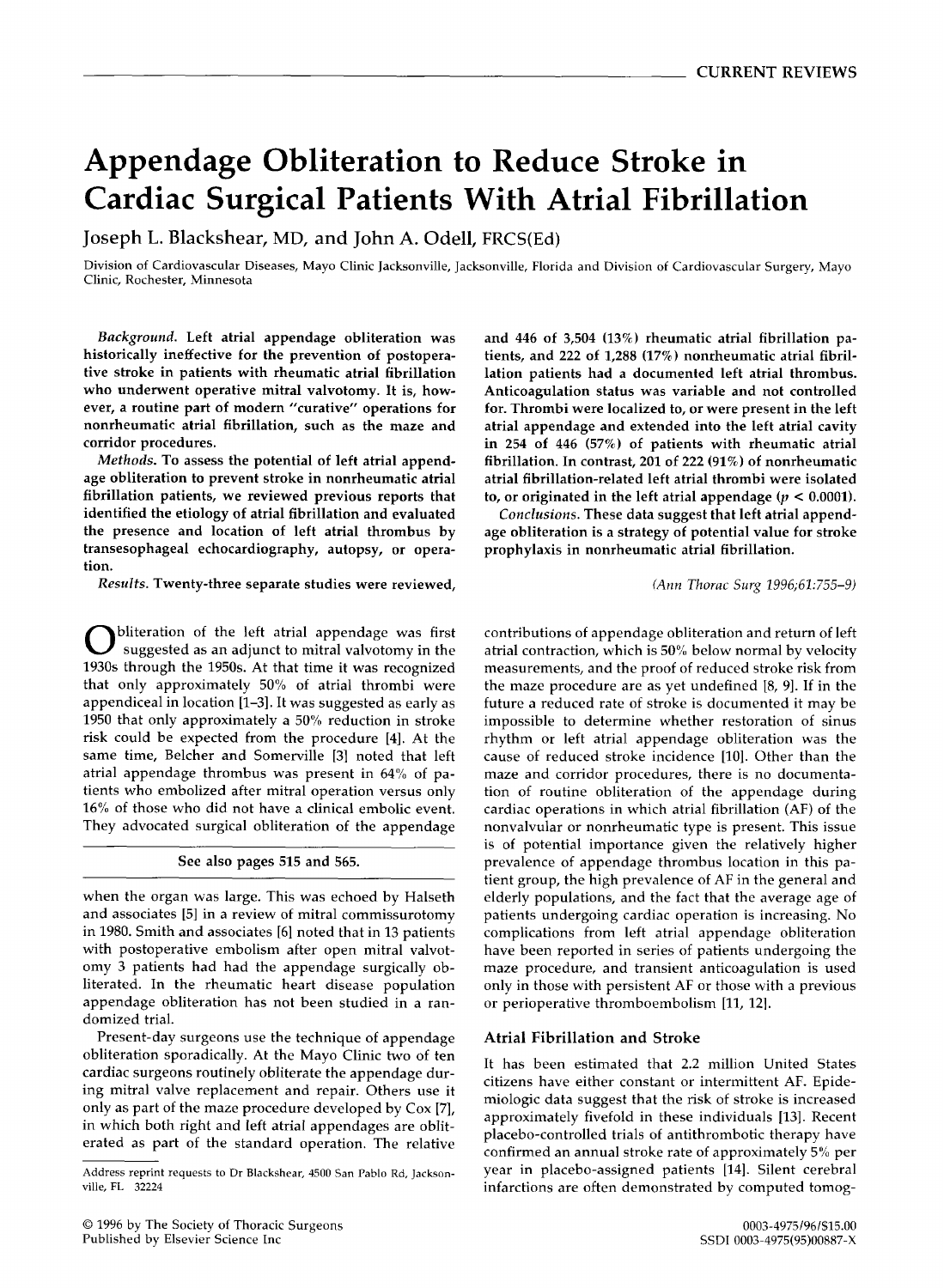# Appendage Obliteration to Reduce Stroke in Cardiac Surgical Patients With Atrial Fibrillation

Joseph L. Blackshear, MD, and John A. Odell, FRCS(Ed)

Division of Cardiovascular Diseases, Mayo Clinic Jacksonville, Jacksonville, Florida and Division of Cardiovascular Surgery, Mayo Clinic, Rochester, Minnesota

*Background.* Left atrial appendage obliteration was historically ineffective for the prevention of postoperative stroke in patients with rheumatic atrial fibrillation who underwent operative mitral valvotomy. It is, however, a routine part of modern "curative" operations for nonrheumatic atrial fibrillation, such as the maze and corridor procedures.

*Methods.* To assess the potential of left atrial appendage obliteration to prevent stroke in nonrheumatic atrial fibrillation patients, we reviewed previous reports that identified the etiology of atrial fibrillation and evaluated the presence and location of left atrial thrombus by transesophageal echocardiography, autopsy, or operation.

*Results.* Twenty-three separate studies were reviewed, and 446 of 3,504 (13%) rheumatic atrial fibrillation patients, and 222 of 1,288 (17%) nonrheumatic atrial fibrillation patients had a documented left atrial thrombus. Anticoagulation status was variable and not controlled for. Thrombi were localized to, or were present in the left atrial appendage and extended into the left atrial cavity in 254 of 446 (57%) of patients with rheumatic atrial fibrillation. In contrast, 201 of 222 (91%) of nonrheumatic atrial fibrillation-related left atrial thrombi were isolated to, or originated in the left atrial appendage ($p < 0.0001$).

*Conclusions.* These data suggest that left atrial appendage obliteration is a strategy of potential value for stroke prophylaxis in nonrheumatic atrial fibrillation.

(Ann Thorac Surg 1996;61:755–9)

Obliteration of the left atrial appendage was first suggested as an adjunct to mitral valvotomy in the 1930s through the 1950s. At that time it was recognized that only approximately 50% of atrial thrombi were appendiceal in location [1–3]. It was suggested as early as 1950 that only approximately a 50% reduction in stroke risk could be expected from the procedure [4]. At the same time, Belcher and Somerville [3] noted that left atrial appendage thrombus was present in 64% of patients who embolized after mitral operation versus only 16% of those who did not have a clinical embolic event. They advocated surgical obliteration of the appendage when the organ was large. This was echoed by Halseth and associates [5] in a review of mitral commissurotomy in 1980. Smith and associates [6] noted that in 13 patients with postoperative embolism after open mitral valvotomy 3 patients had had the appendage surgically obliterated. In the rheumatic heart disease population appendage obliteration has not been studied in a randomized trial.

See also pages 515 and 565.

Present-day surgeons use the technique of appendage obliteration sporadically. At the Mayo Clinic two of ten cardiac surgeons routinely obliterate the appendage during mitral valve replacement and repair. Others use it only as part of the maze procedure developed by Cox [7], in which both right and left atrial appendages are obliterated as part of the standard operation. The relative contributions of appendage obliteration and return of left atrial contraction, which is 50% below normal by velocity measurements, and the proof of reduced stroke risk from the maze procedure are as yet undefined [8, 9]. If in the future a reduced rate of stroke is documented it may be impossible to determine whether restoration of sinus rhythm or left atrial appendage obliteration was the cause of reduced stroke incidence [10]. Other than the maze and corridor procedures, there is no documentation of routine obliteration of the appendage during cardiac operations in which atrial fibrillation (AF) of the nonvalvular or nonrheumatic type is present. This issue is of potential importance given the relatively higher prevalence of appendage thrombus location in this patient group, the high prevalence of AF in the general and elderly populations, and the fact that the average age of patients undergoing cardiac operation is increasing. No complications from left atrial appendage obliteration have been reported in series of patients undergoing the maze procedure, and transient anticoagulation is used only in those with persistent AF or those with a previous or perioperative thromboembolism [11, 12].

## Atrial Fibrillation and Stroke

It has been estimated that 2.2 million United States citizens have either constant or intermittent AF. Epidemiologic data suggest that the risk of stroke is increased approximately fivefold in these individuals [13]. Recent placebo-controlled trials of antithrombotic therapy have confirmed an annual stroke rate of approximately 5% per year in placebo-assigned patients [14]. Silent cerebral infarctions are often demonstrated by computed tomog-

Address reprint requests to Dr Blackshear, 4500 San Pablo Rd, Jacksonville, FL 32224

© 1996 by The Society of Thoracic Surgeons
Published by Elsevier Science Inc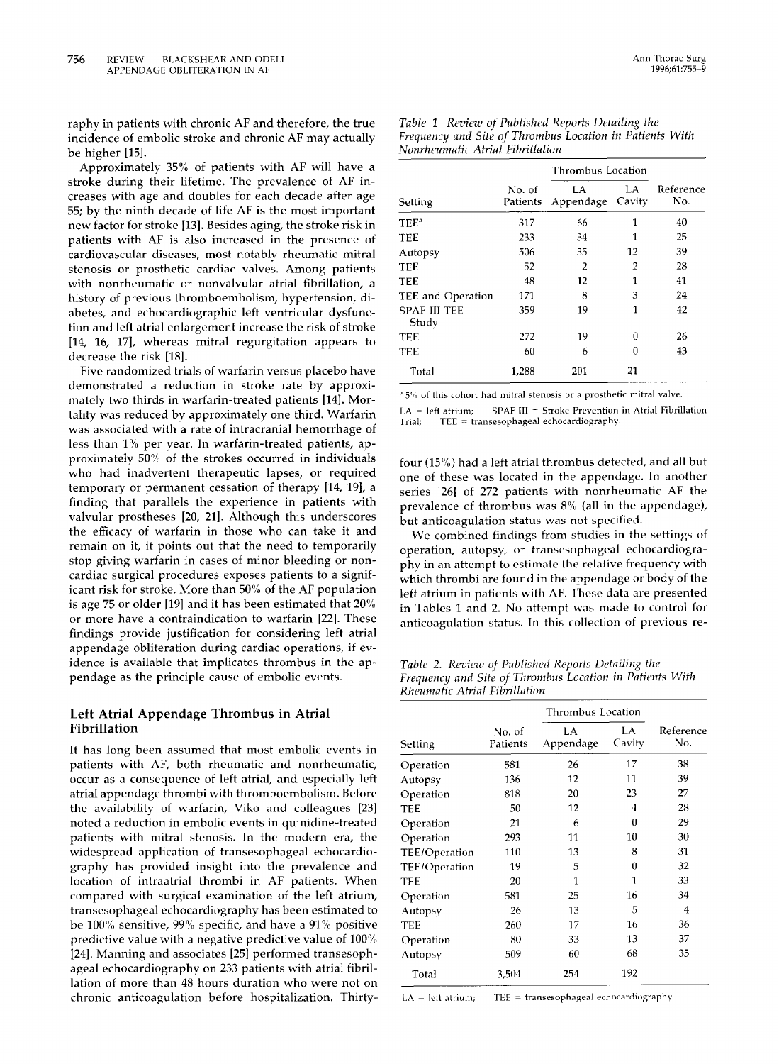raphy in patients with chronic AF and therefore, the true incidence of embolic stroke and chronic AF may actually be higher [15].

Approximately 35% of patients with AF will have a stroke during their lifetime. The prevalence of AF increases with age and doubles for each decade after age 55; by the ninth decade of life AF is the most important new factor for stroke [13]. Besides aging, the stroke risk in patients with AF is also increased in the presence of cardiovascular diseases, most notably rheumatic mitral stenosis or prosthetic cardiac valves. Among patients with nonrheumatic or nonvalvular atrial fibrillation, a history of previous thromboembolism, hypertension, diabetes, and echocardiographic left ventricular dysfunction and left atrial enlargement increase the risk of stroke [14, 16, 17], whereas mitral regurgitation appears to decrease the risk [18].

Five randomized trials of warfarin versus placebo have demonstrated a reduction in stroke rate by approximately two thirds in warfarin-treated patients [14]. Mortality was reduced by approximately one third. Warfarin was associated with a rate of intracranial hemorrhage of less than 1% per year. In warfarin-treated patients, approximately 50% of the strokes occurred in individuals who had inadvertent therapeutic lapses, or required temporary or permanent cessation of therapy [14, 19], a finding that parallels the experience in patients with valvular prostheses [20, 21]. Although this underscores the efficacy of warfarin in those who can take it and remain on it, it points out that the need to temporarily stop giving warfarin in cases of minor bleeding or noncardiac surgical procedures exposes patients to a significant risk for stroke. More than 50% of the AF population is age 75 or older [19] and it has been estimated that 20% or more have a contraindication to warfarin [22]. These findings provide justification for considering left atrial appendage obliteration during cardiac operations, if evidence is available that implicates thrombus in the appendage as the principle cause of embolic events.

## Left Atrial Appendage Thrombus in Atrial Fibrillation

It has long been assumed that most embolic events in patients with AF, both rheumatic and nonrheumatic, occur as a consequence of left atrial, and especially left atrial appendage thrombi with thromboembolism. Before the availability of warfarin, Viko and colleagues [23] noted a reduction in embolic events in quinidine-treated patients with mitral stenosis. In the modern era, the widespread application of transesophageal echocardiography has provided insight into the prevalence and location of intraatrial thrombi in AF patients. When compared with surgical examination of the left atrium, transesophageal echocardiography has been estimated to be 100% sensitive, 99% specific, and have a 91% positive predictive value with a negative predictive value of 100% [24]. Manning and associates [25] performed transesophageal echocardiography on 233 patients with atrial fibrillation of more than 48 hours duration who were not on chronic anticoagulation before hospitalization. Thirty-four (15%) had a left atrial thrombus detected, and all but one of these was located in the appendage. In another series [26] of 272 patients with nonrheumatic AF the prevalence of thrombus was 8% (all in the appendage), but anticoagulation status was not specified.

We combined findings from studies in the settings of operation, autopsy, or transesophageal echocardiography in an attempt to estimate the relative frequency with which thrombi are found in the appendage or body of the left atrium in patients with AF. These data are presented in Tables 1 and 2. No attempt was made to control for anticoagulation status. In this collection of previous re-

*Table 1. Review of Published Reports Detailing the Frequency and Site of Thrombus Location in Patients With Nonrheumatic Atrial Fibrillation*

| | | Thrombus Location | | |
|---|---|---|---|---|
| Setting | No. of Patients | LA Appendage | LA Cavity | Reference No. |
| TEE[a] | 317 | 66 | 1 | 40 |
| TEE | 233 | 34 | 1 | 25 |
| Autopsy | 506 | 35 | 12 | 39 |
| TEE | 52 | 2 | 2 | 28 |
| TEE | 48 | 12 | 1 | 41 |
| TEE and Operation | 171 | 8 | 3 | 24 |
| SPAF III TEE Study | 359 | 19 | 1 | 42 |
| TEE | 272 | 19 | 0 | 26 |
| TEE | 60 | 6 | 0 | 43 |
| Total | 1,288 | 201 | 21 | |

[a] 5% of this cohort had mitral stenosis or a prosthetic mitral valve.

LA = left atrium; SPAF III = Stroke Prevention in Atrial Fibrillation Trial; TEE = transesophageal echocardiography.

*Table 2. Review of Published Reports Detailing the Frequency and Site of Thrombus Location in Patients With Rheumatic Atrial Fibrillation*

| | | Thrombus Location | | |
|---|---|---|---|---|
| Setting | No. of Patients | LA Appendage | LA Cavity | Reference No. |
| Operation | 581 | 26 | 17 | 38 |
| Autopsy | 136 | 12 | 11 | 39 |
| Operation | 818 | 20 | 23 | 27 |
| TEE | 50 | 12 | 4 | 28 |
| Operation | 21 | 6 | 0 | 29 |
| Operation | 293 | 11 | 10 | 30 |
| TEE/Operation | 110 | 13 | 8 | 31 |
| TEE/Operation | 19 | 5 | 0 | 32 |
| TEE | 20 | 1 | 1 | 33 |
| Operation | 581 | 25 | 16 | 34 |
| Autopsy | 26 | 13 | 5 | 4 |
| TEE | 260 | 17 | 16 | 36 |
| Operation | 80 | 33 | 13 | 37 |
| Autopsy | 509 | 60 | 68 | 35 |
| Total | 3,504 | 254 | 192 | |

LA = left atrium; TEE = transesophageal echocardiography.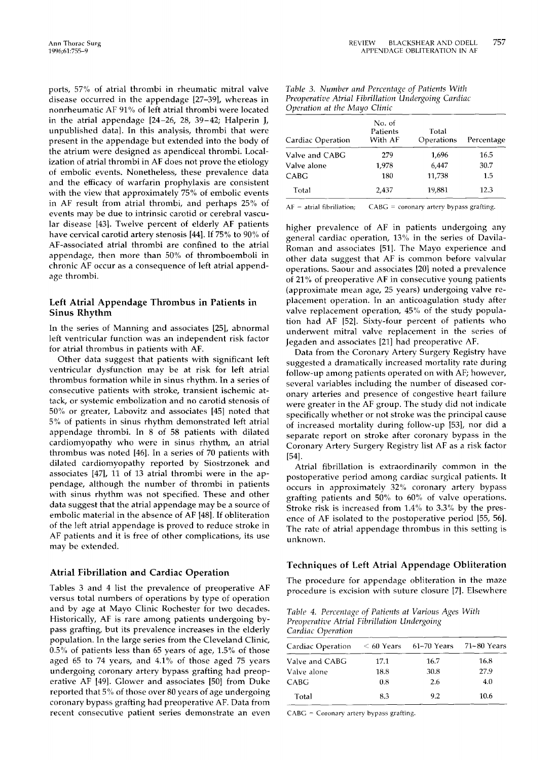ports, 57% of atrial thrombi in rheumatic mitral valve disease occurred in the appendage [27–39], whereas in nonrheumatic AF 91% of left atrial thrombi were located in the atrial appendage [24–26, 28, 39–42; Halperin J, unpublished data]. In this analysis, thrombi that were present in the appendage but extended into the body of the atrium were designed as apendiceal thrombi. Localization of atrial thrombi in AF does not prove the etiology of embolic events. Nonetheless, these prevalence data and the efficacy of warfarin prophylaxis are consistent with the view that approximately 75% of embolic events in AF result from atrial thrombi, and perhaps 25% of events may be due to intrinsic carotid or cerebral vascular disease [43]. Twelve percent of elderly AF patients have cervical carotid artery stenosis [44]. If 75% to 90% of AF-associated atrial thrombi are confined to the atrial appendage, then more than 50% of thromboemboli in chronic AF occur as a consequence of left atrial appendage thrombi.

## Left Atrial Appendage Thrombus in Patients in Sinus Rhythm

In the series of Manning and associates [25], abnormal left ventricular function was an independent risk factor for atrial thrombus in patients with AF.

Other data suggest that patients with significant left ventricular dysfunction may be at risk for left atrial thrombus formation while in sinus rhythm. In a series of consecutive patients with stroke, transient ischemic attack, or systemic embolization and no carotid stenosis of 50% or greater, Labovitz and associates [45] noted that 5% of patients in sinus rhythm demonstrated left atrial appendage thrombi. In 8 of 58 patients with dilated cardiomyopathy who were in sinus rhythm, an atrial thrombus was noted [46]. In a series of 70 patients with dilated cardiomyopathy reported by Siostrzonek and associates [47], 11 of 13 atrial thrombi were in the appendage, although the number of thrombi in patients with sinus rhythm was not specified. These and other data suggest that the atrial appendage may be a source of embolic material in the absence of AF [48]. If obliteration of the left atrial appendage is proved to reduce stroke in AF patients and it is free of other complications, its use may be extended.

## Atrial Fibrillation and Cardiac Operation

Tables 3 and 4 list the prevalence of preoperative AF versus total numbers of operations by type of operation and by age at Mayo Clinic Rochester for two decades. Historically, AF is rare among patients undergoing bypass grafting, but its prevalence increases in the elderly population. In the large series from the Cleveland Clinic, 0.5% of patients less than 65 years of age, 1.5% of those aged 65 to 74 years, and 4.1% of those aged 75 years undergoing coronary artery bypass grafting had preoperative AF [49]. Glower and associates [50] from Duke reported that 5% of those over 80 years of age undergoing coronary bypass grafting had preoperative AF. Data from recent consecutive patient series demonstrate an even higher prevalence of AF in patients undergoing any general cardiac operation, 13% in the series of Davila-Roman and associates [51]. The Mayo experience and other data suggest that AF is common before valvular operations. Saour and associates [20] noted a prevalence of 21% of preoperative AF in consecutive young patients (approximate mean age, 25 years) undergoing valve replacement operation. In an anticoagulation study after valve replacement operation, 45% of the study population had AF [52]. Sixty-four percent of patients who underwent mitral valve replacement in the series of Jegaden and associates [21] had preoperative AF.

Data from the Coronary Artery Surgery Registry have suggested a dramatically increased mortality rate during follow-up among patients operated on with AF; however, several variables including the number of diseased coronary arteries and presence of congestive heart failure were greater in the AF group. The study did not indicate specifically whether or not stroke was the principal cause of increased mortality during follow-up [53], nor did a separate report on stroke after coronary bypass in the Coronary Artery Surgery Registry list AF as a risk factor [54].

Atrial fibrillation is extraordinarily common in the postoperative period among cardiac surgical patients. It occurs in approximately 32% coronary artery bypass grafting patients and 50% to 60% of valve operations. Stroke risk is increased from 1.4% to 3.3% by the presence of AF isolated to the postoperative period [55, 56]. The rate of atrial appendage thrombus in this setting is unknown.

*Table 3. Number and Percentage of Patients With Preoperative Atrial Fibrillation Undergoing Cardiac Operation at the Mayo Clinic*

| Cardiac Operation | No. of Patients With AF | Total Operations | Percentage |
|---|---|---|---|
| Valve and CABG | 279 | 1,696 | 16.5 |
| Valve alone | 1,978 | 6,447 | 30.7 |
| CABG | 180 | 11,738 | 1.5 |
| Total | 2,437 | 19,881 | 12.3 |

AF = atrial fibrillation; CABG = coronary artery bypass grafting.

## Techniques of Left Atrial Appendage Obliteration

The procedure for appendage obliteration in the maze procedure is excision with suture closure [7]. Elsewhere

*Table 4. Percentage of Patients at Various Ages With Preoperative Atrial Fibrillation Undergoing Cardiac Operation*

| Cardiac Operation | < 60 Years | 61–70 Years | 71–80 Years |
|---|---|---|---|
| Valve and CABG | 17.1 | 16.7 | 16.8 |
| Valve alone | 18.8 | 30.8 | 27.9 |
| CABG | 0.8 | 2.6 | 4.0 |
| Total | 8.3 | 9.2 | 10.6 |

CABG = Coronary artery bypass grafting.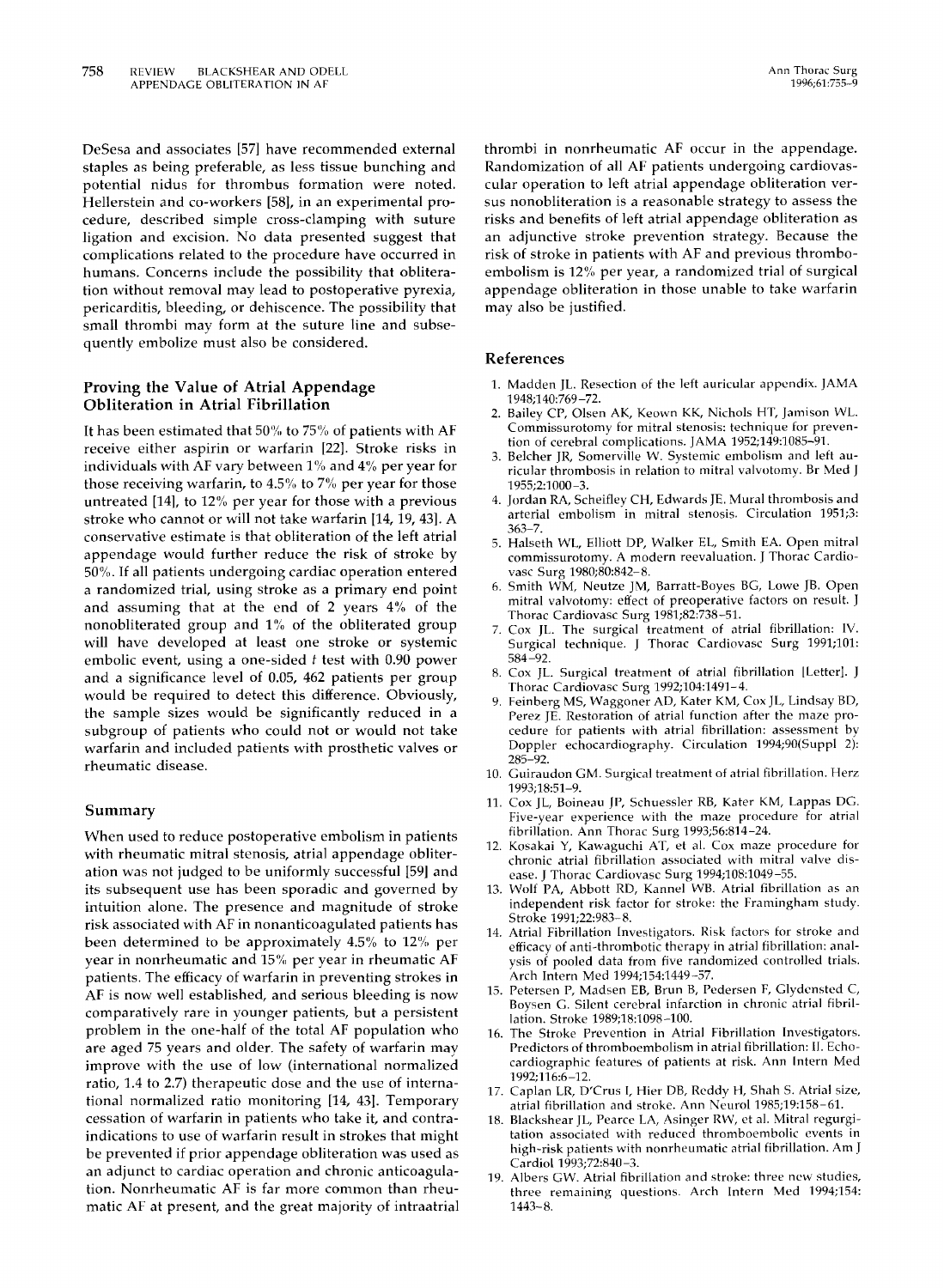DeSesa and associates [57] have recommended external staples as being preferable, as less tissue bunching and potential nidus for thrombus formation were noted. Hellerstein and co-workers [58], in an experimental procedure, described simple cross-clamping with suture ligation and excision. No data presented suggest that complications related to the procedure have occurred in humans. Concerns include the possibility that obliteration without removal may lead to postoperative pyrexia, pericarditis, bleeding, or dehiscence. The possibility that small thrombi may form at the suture line and subsequently embolize must also be considered.

## Proving the Value of Atrial Appendage Obliteration in Atrial Fibrillation

It has been estimated that 50% to 75% of patients with AF receive either aspirin or warfarin [22]. Stroke risks in individuals with AF vary between 1% and 4% per year for those receiving warfarin, to 4.5% to 7% per year for those untreated [14], to 12% per year for those with a previous stroke who cannot or will not take warfarin [14, 19, 43]. A conservative estimate is that obliteration of the left atrial appendage would further reduce the risk of stroke by 50%. If all patients undergoing cardiac operation entered a randomized trial, using stroke as a primary end point and assuming that at the end of 2 years 4% of the nonobliterated group and 1% of the obliterated group will have developed at least one stroke or systemic embolic event, using a one-sided $t$ test with 0.90 power and a significance level of 0.05, 462 patients per group would be required to detect this difference. Obviously, the sample sizes would be significantly reduced in a subgroup of patients who could not or would not take warfarin and included patients with prosthetic valves or rheumatic disease.

## Summary

When used to reduce postoperative embolism in patients with rheumatic mitral stenosis, atrial appendage obliteration was not judged to be uniformly successful [59] and its subsequent use has been sporadic and governed by intuition alone. The presence and magnitude of stroke risk associated with AF in nonanticoagulated patients has been determined to be approximately 4.5% to 12% per year in nonrheumatic and 15% per year in rheumatic AF patients. The efficacy of warfarin in preventing strokes in AF is now well established, and serious bleeding is now comparatively rare in younger patients, but a persistent problem in the one-half of the total AF population who are aged 75 years and older. The safety of warfarin may improve with the use of low (international normalized ratio, 1.4 to 2.7) therapeutic dose and the use of international normalized ratio monitoring [14, 43]. Temporary cessation of warfarin in patients who take it, and contraindications to use of warfarin result in strokes that might be prevented if prior appendage obliteration was used as an adjunct to cardiac operation and chronic anticoagulation. Nonrheumatic AF is far more common than rheumatic AF at present, and the great majority of intraatrial thrombi in nonrheumatic AF occur in the appendage. Randomization of all AF patients undergoing cardiovascular operation to left atrial appendage obliteration versus nonobliteration is a reasonable strategy to assess the risks and benefits of left atrial appendage obliteration as an adjunctive stroke prevention strategy. Because the risk of stroke in patients with AF and previous thromboembolism is 12% per year, a randomized trial of surgical appendage obliteration in those unable to take warfarin may also be justified.

## References

1. Madden JL. Resection of the left auricular appendix. JAMA 1948;140:769–72.
2. Bailey CP, Olsen AK, Keown KK, Nichols HT, Jamison WL. Commissurotomy for mitral stenosis: technique for prevention of cerebral complications. JAMA 1952;149:1085–91.
3. Belcher JR, Somerville W. Systemic embolism and left auricular thrombosis in relation to mitral valvotomy. Br Med J 1955;2:1000–3.
4. Jordan RA, Scheifley CH, Edwards JE. Mural thrombosis and arterial embolism in mitral stenosis. Circulation 1951;3:363–7.
5. Halseth WL, Elliott DP, Walker EL, Smith EA. Open mitral commissurotomy. A modern reevaluation. J Thorac Cardiovasc Surg 1980;80:842–8.
6. Smith WM, Neutze JM, Barratt-Boyes BG, Lowe JB. Open mitral valvotomy: effect of preoperative factors on result. J Thorac Cardiovasc Surg 1981;82:738–51.
7. Cox JL. The surgical treatment of atrial fibrillation: IV. Surgical technique. J Thorac Cardiovasc Surg 1991;101:584–92.
8. Cox JL. Surgical treatment of atrial fibrillation [Letter]. J Thorac Cardiovasc Surg 1992;104:1491–4.
9. Feinberg MS, Waggoner AD, Kater KM, Cox JL, Lindsay BD, Perez JE. Restoration of atrial function after the maze procedure for patients with atrial fibrillation: assessment by Doppler echocardiography. Circulation 1994;90(Suppl 2):285–92.
10. Guiraudon GM. Surgical treatment of atrial fibrillation. Herz 1993;18:51–9.
11. Cox JL, Boineau JP, Schuessler RB, Kater KM, Lappas DG. Five-year experience with the maze procedure for atrial fibrillation. Ann Thorac Surg 1993;56:814–24.
12. Kosakai Y, Kawaguchi AT, et al. Cox maze procedure for chronic atrial fibrillation associated with mitral valve disease. J Thorac Cardiovasc Surg 1994;108:1049–55.
13. Wolf PA, Abbott RD, Kannel WB. Atrial fibrillation as an independent risk factor for stroke: the Framingham study. Stroke 1991;22:983–8.
14. Atrial Fibrillation Investigators. Risk factors for stroke and efficacy of anti-thrombotic therapy in atrial fibrillation: analysis of pooled data from five randomized controlled trials. Arch Intern Med 1994;154:1449–57.
15. Petersen P, Madsen EB, Brun B, Pedersen F, Glydensted C, Boysen G. Silent cerebral infarction in chronic atrial fibrillation. Stroke 1989;18:1098–100.
16. The Stroke Prevention in Atrial Fibrillation Investigators. Predictors of thromboembolism in atrial fibrillation: II. Echocardiographic features of patients at risk. Ann Intern Med 1992;116:6–12.
17. Caplan LR, D'Crus I, Hier DB, Reddy H, Shah S. Atrial size, atrial fibrillation and stroke. Ann Neurol 1985;19:158–61.
18. Blackshear JL, Pearce LA, Asinger RW, et al. Mitral regurgitation associated with reduced thromboembolic events in high-risk patients with nonrheumatic atrial fibrillation. Am J Cardiol 1993;72:840–3.
19. Albers GW. Atrial fibrillation and stroke: three new studies, three remaining questions. Arch Intern Med 1994;154:1443–8.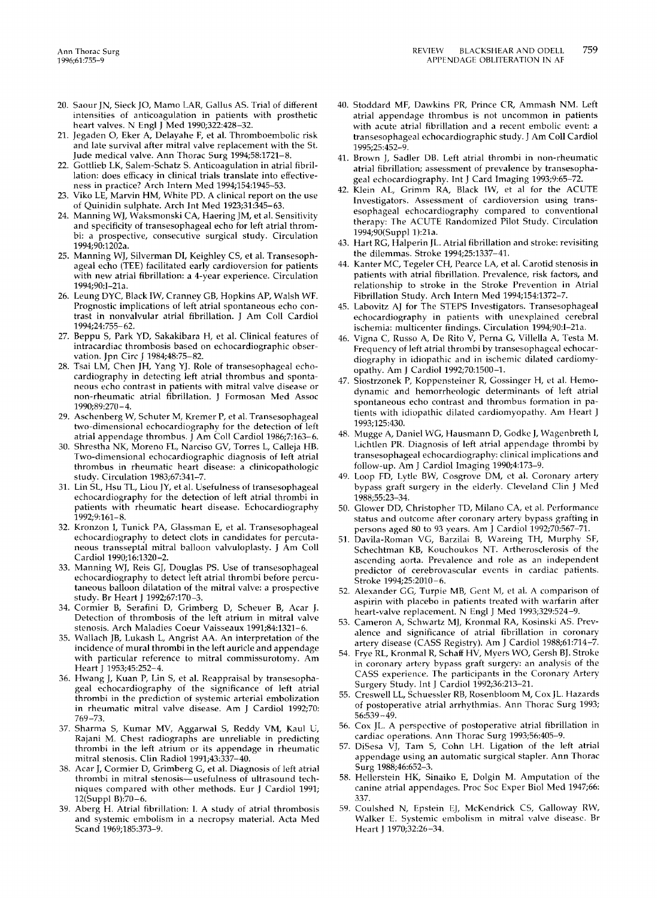20. Saour JN, Sieck JO, Mamo LAR, Gallus AS. Trial of different intensities of anticoagulation in patients with prosthetic heart valves. N Engl J Med 1990;322:428–32.
21. Jegaden O, Eker A, Delayahe F, et al. Thromboembolic risk and late survival after mitral valve replacement with the St. Jude medical valve. Ann Thorac Surg 1994;58:1721–8.
22. Gottlieb LK, Salem-Schatz S. Anticoagulation in atrial fibrillation: does efficacy in clinical trials translate into effectiveness in practice? Arch Intern Med 1994;154:1945–53.
23. Viko LE, Marvin HM, White PD. A clinical report on the use of Quinidin sulphate. Arch Int Med 1923;31:345–63.
24. Manning WJ, Waksmonski CA, Haering JM, et al. Sensitivity and specificity of transesophageal echo for left atrial thrombi: a prospective, consecutive surgical study. Circulation 1994;90:1202a.
25. Manning WJ, Silverman DI, Keighley CS, et al. Transesophageal echo (TEE) facilitated early cardioversion for patients with new atrial fibrillation: a 4-year experience. Circulation 1994;90:I–21a.
26. Leung DYC, Black IW, Cranney GB, Hopkins AP, Walsh WF. Prognostic implications of left atrial spontaneous echo contrast in nonvalvular atrial fibrillation. J Am Coll Cardiol 1994;24:755–62.
27. Beppu S, Park YD, Sakakibara H, et al. Clinical features of intracardiac thrombosis based on echocardiographic observation. Jpn Circ J 1984;48:75–82.
28. Tsai LM, Chen JH, Yang YJ. Role of transesophageal echocardiography in detecting left atrial thrombus and spontaneous echo contrast in patients with mitral valve disease or non-rheumatic atrial fibrillation. J Formosan Med Assoc 1990;89:270–4.
29. Aschenberg W, Schuter M, Kremer P, et al. Transesophageal two-dimensional echocardiography for the detection of left atrial appendage thrombus. J Am Coll Cardiol 1986;7:163–6.
30. Shrestha NK, Moreno FL, Narciso GV, Torres L, Calleja HB. Two-dimensional echocardiographic diagnosis of left atrial thrombus in rheumatic heart disease: a clinicopathologic study. Circulation 1983;67:341–7.
31. Lin SL, Hsu TL, Liou JY, et al. Usefulness of transesophageal echocardiography for the detection of left atrial thrombi in patients with rheumatic heart disease. Echocardiography 1992;9:161–8.
32. Kronzon I, Tunick PA, Glassman E, et al. Transesophageal echocardiography to detect clots in candidates for percutaneous transseptal mitral balloon valvuloplasty. J Am Coll Cardiol 1990;16:1320–2.
33. Manning WJ, Reis GJ, Douglas PS. Use of transesophageal echocardiography to detect left atrial thrombi before percutaneous balloon dilatation of the mitral valve: a prospective study. Br Heart J 1992;67:170–3.
34. Cormier B, Serafini D, Grimberg D, Scheuer B, Acar J. Detection of thrombosis of the left atrium in mitral valve stenosis. Arch Maladies Coeur Vaisseaux 1991;84:1321–6.
35. Wallach JB, Lukash L, Angrist AA. An interpretation of the incidence of mural thrombi in the left auricle and appendage with particular reference to mitral commissurotomy. Am Heart J 1953;45:252–4.
36. Hwang J, Kuan P, Lin S, et al. Reappraisal by transesophageal echocardiography of the significance of left atrial thrombi in the prediction of systemic arterial embolization in rheumatic mitral valve disease. Am J Cardiol 1992;70:769–73.
37. Sharma S, Kumar MV, Aggarwal S, Reddy VM, Kaul U, Rajani M. Chest radiographs are unreliable in predicting thrombi in the left atrium or its appendage in rheumatic mitral stenosis. Clin Radiol 1991;43:337–40.
38. Acar J, Cormier D, Grimberg G, et al. Diagnosis of left atrial thrombi in mitral stenosis—usefulness of ultrasound techniques compared with other methods. Eur J Cardiol 1991;12(Suppl B):70–6.
39. Aberg H. Atrial fibrillation: I. A study of atrial thrombosis and systemic embolism in a necropsy material. Acta Med Scand 1969;185:373–9.
40. Stoddard MF, Dawkins PR, Prince CR, Ammash NM. Left atrial appendage thrombus is not uncommon in patients with acute atrial fibrillation and a recent embolic event: a transesophageal echocardiographic study. J Am Coll Cardiol 1995;25:452–9.
41. Brown J, Sadler DB. Left atrial thrombi in non-rheumatic atrial fibrillation; assessment of prevalence by transesophageal echocardiography. Int J Card Imaging 1993;9:65–72.
42. Klein AL, Grimm RA, Black IW, et al for the ACUTE Investigators. Assessment of cardioversion using transesophageal echocardiography compared to conventional therapy: The ACUTE Randomized Pilot Study. Circulation 1994;90(Suppl 1):21a.
43. Hart RG, Halperin JL. Atrial fibrillation and stroke: revisiting the dilemmas. Stroke 1994;25:1337–41.
44. Kanter MC, Tegeler CH, Pearce LA, et al. Carotid stenosis in patients with atrial fibrillation. Prevalence, risk factors, and relationship to stroke in the Stroke Prevention in Atrial Fibrillation Study. Arch Intern Med 1994;154:1372–7.
45. Labovitz AJ for The STEPS Investigators. Transesophageal echocardiography in patients with unexplained cerebral ischemia: multicenter findings. Circulation 1994;90:I–21a.
46. Vigna C, Russo A, De Rito V, Perna G, Villella A, Testa M. Frequency of left atrial thrombi by transesophageal echocardiography in idiopathic and in ischemic dilated cardiomyopathy. Am J Cardiol 1992;70:1500–1.
47. Siostrzonek P, Koppensteiner R, Gossinger H, et al. Hemodynamic and hemorrheologic determinants of left atrial spontaneous echo contrast and thrombus formation in patients with idiopathic dilated cardiomyopathy. Am Heart J 1993;125:430.
48. Mugge A, Daniel WG, Hausmann D, Godke J, Wagenbreth I, Lichtlen PR. Diagnosis of left atrial appendage thrombi by transesophageal echocardiography: clinical implications and follow-up. Am J Cardiol Imaging 1990;4:173–9.
49. Loop FD, Lytle BW, Cosgrove DM, et al. Coronary artery bypass graft surgery in the elderly. Cleveland Clin J Med 1988;55:23–34.
50. Glower DD, Christopher TD, Milano CA, et al. Performance status and outcome after coronary artery bypass grafting in persons aged 80 to 93 years. Am J Cardiol 1992;70:567–71.
51. Davila-Roman VG, Barzilai B, Wareing TH, Murphy SF, Schechtman KB, Kouchoukos NT. Artherosclerosis of the ascending aorta. Prevalence and role as an independent predictor of cerebrovascular events in cardiac patients. Stroke 1994;25:2010–6.
52. Alexander GG, Turpie MB, Gent M, et al. A comparison of aspirin with placebo in patients treated with warfarin after heart-valve replacement. N Engl J Med 1993;329:524–9.
53. Cameron A, Schwartz MJ, Kronmal RA, Kosinski AS. Prevalence and significance of atrial fibrillation in coronary artery disease (CASS Registry). Am J Cardiol 1988;61:714–7.
54. Frye RL, Kronmal R, Schaff HV, Myers WO, Gersh BJ. Stroke in coronary artery bypass graft surgery: an analysis of the CASS experience. The participants in the Coronary Artery Surgery Study. Int J Cardiol 1992;36:213–21.
55. Creswell LL, Schuessler RB, Rosenbloom M, Cox JL. Hazards of postoperative atrial arrhythmias. Ann Thorac Surg 1993;56:539–49.
56. Cox JL. A perspective of postoperative atrial fibrillation in cardiac operations. Ann Thorac Surg 1993;56:405–9.
57. DiSesa VJ, Tam S, Cohn LH. Ligation of the left atrial appendage using an automatic surgical stapler. Ann Thorac Surg 1988;46:652–3.
58. Hellerstein HK, Sinaiko E, Dolgin M. Amputation of the canine atrial appendages. Proc Soc Exper Biol Med 1947;66:337.
59. Coulshed N, Epstein EJ, McKendrick CS, Galloway RW, Walker E. Systemic embolism in mitral valve disease. Br Heart J 1970;32:26–34.